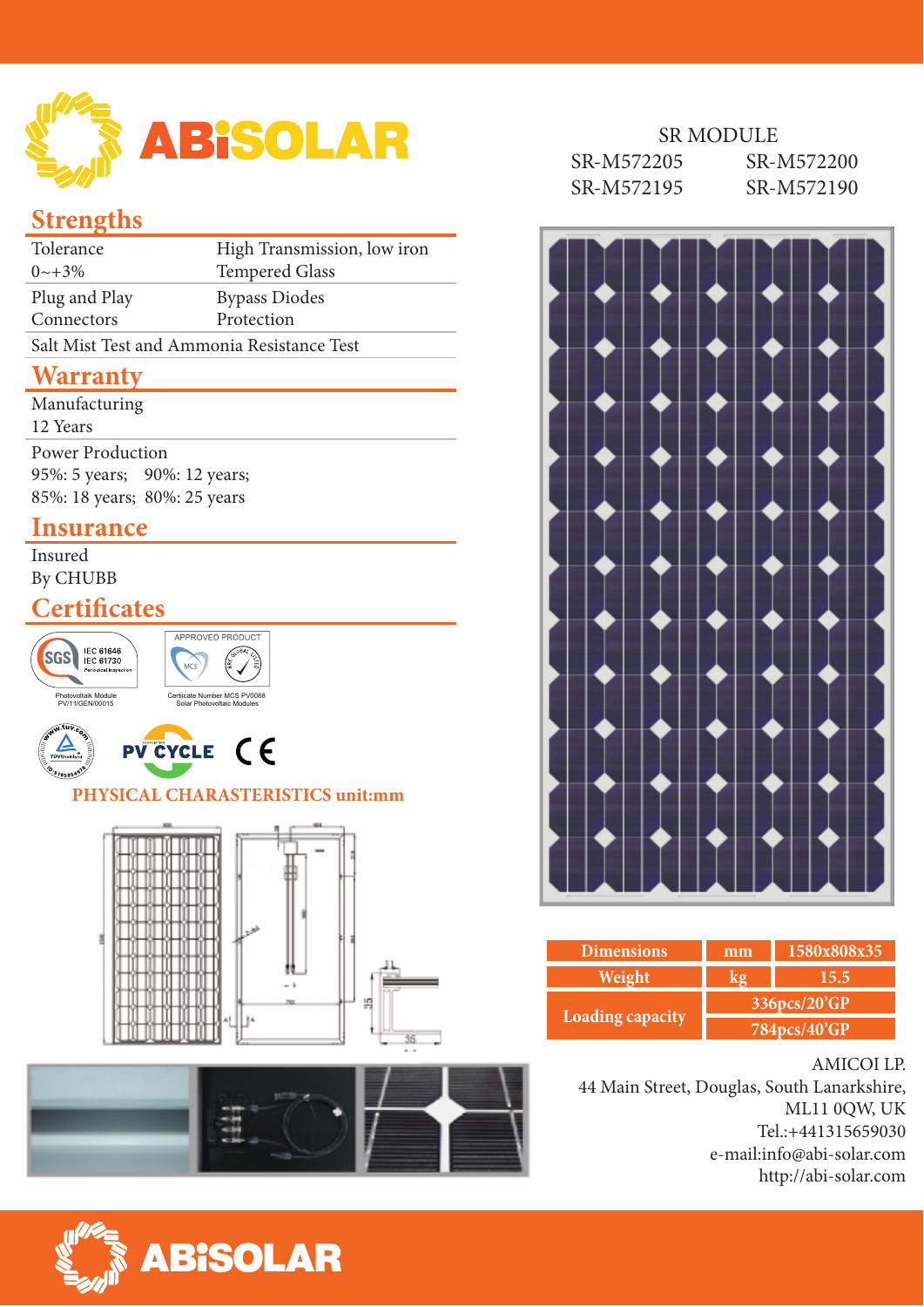# ABiSOLAR

## SR MODULE

SR-M572205 SR-M572200
SR-M572195 SR-M572190

## Strengths

| | |
|---|---|
| Tolerance 0~+3% | High Transmission, low iron Tempered Glass |
| Plug and Play Connectors | Bypass Diodes Protection |
| Salt Mist Test and Ammonia Resistance Test | |

## Warranty

Manufacturing
12 Years

Power Production
95%: 5 years; 90%: 12 years;
85%: 18 years; 80%: 25 years

## Insurance

Insured
By CHUBB

## Certificates

SGS IEC 61646 IEC 61730 Periodical Inspection
Photovoltaik Module PV/11/GEN/00015

APPROVED PRODUCT MCS
Certicate Number MCS PV0088 Solar Photovoltaic Modules

PV CYCLE

CE

## PHYSICAL CHARASTERISTICS unit:mm

| Dimensions | mm | 1580x808x35 |
|---|---|---|
| Weight | kg | 15.5 |
| Loading capacity | | 336pcs/20'GP |
| | | 784pcs/40'GP |

AMICOI LP.
44 Main Street, Douglas, South Lanarkshire,
ML11 0QW, UK
Tel.:+441315659030
e-mail:info@abi-solar.com
http://abi-solar.com

ABiSOLAR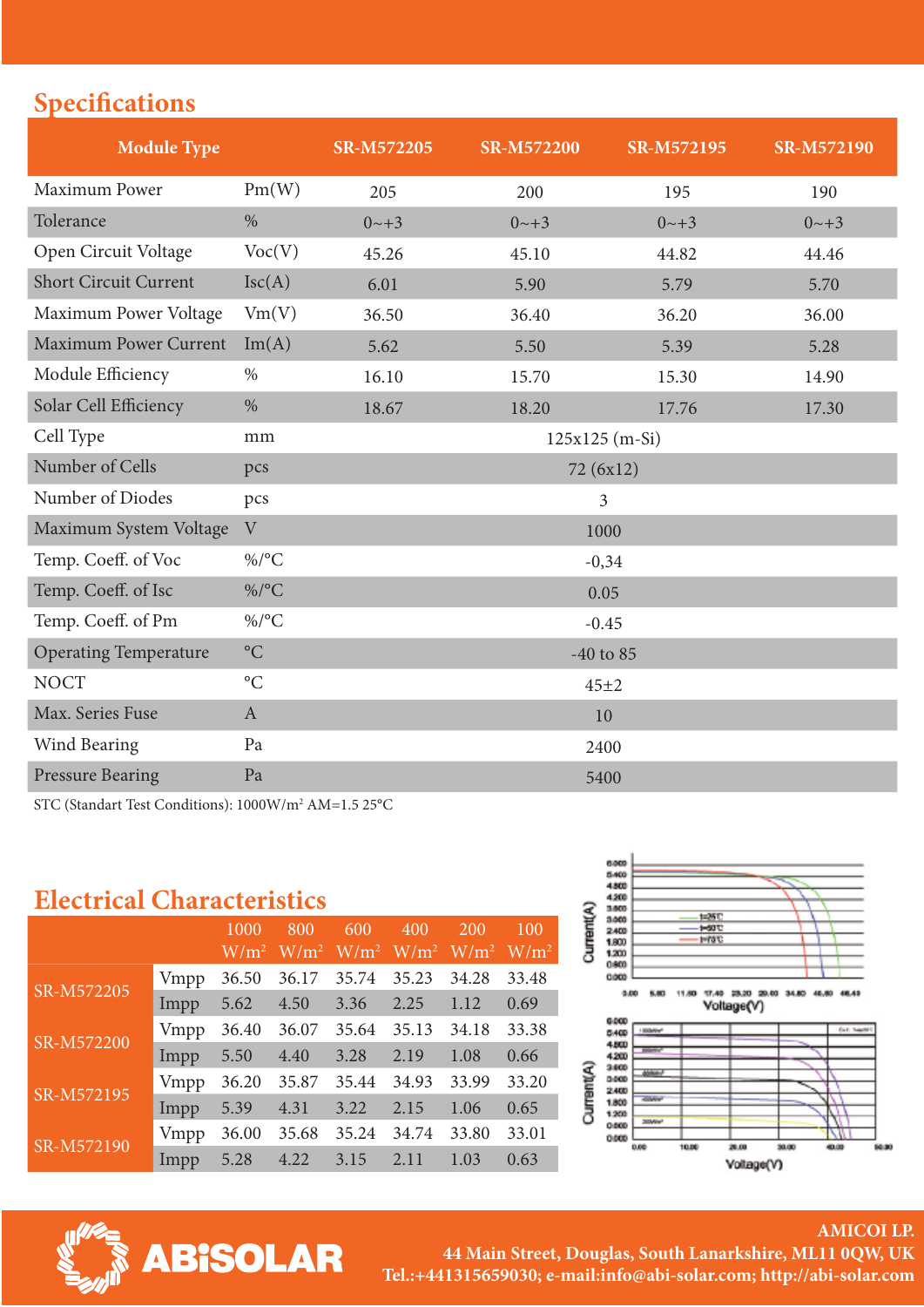## Specifications

| Module Type | | SR-M572205 | SR-M572200 | SR-M572195 | SR-M572190 |
|---|---|---|---|---|---|
| Maximum Power | Pm(W) | 205 | 200 | 195 | 190 |
| Tolerance | % | 0~+3 | 0~+3 | 0~+3 | 0~+3 |
| Open Circuit Voltage | Voc(V) | 45.26 | 45.10 | 44.82 | 44.46 |
| Short Circuit Current | Isc(A) | 6.01 | 5.90 | 5.79 | 5.70 |
| Maximum Power Voltage | Vm(V) | 36.50 | 36.40 | 36.20 | 36.00 |
| Maximum Power Current | Im(A) | 5.62 | 5.50 | 5.39 | 5.28 |
| Module Efficiency | % | 16.10 | 15.70 | 15.30 | 14.90 |
| Solar Cell Efficiency | % | 18.67 | 18.20 | 17.76 | 17.30 |
| Cell Type | mm | 125x125 (m-Si) | | | |
| Number of Cells | pcs | 72 (6x12) | | | |
| Number of Diodes | pcs | 3 | | | |
| Maximum System Voltage | V | 1000 | | | |
| Temp. Coeff. of Voc | %/°C | -0,34 | | | |
| Temp. Coeff. of Isc | %/°C | 0.05 | | | |
| Temp. Coeff. of Pm | %/°C | -0.45 | | | |
| Operating Temperature | °C | -40 to 85 | | | |
| NOCT | °C | 45±2 | | | |
| Max. Series Fuse | A | 10 | | | |
| Wind Bearing | Pa | 2400 | | | |
| Pressure Bearing | Pa | 5400 | | | |

STC (Standart Test Conditions): 1000W/m² AM=1.5 25°C

## Electrical Characteristics

| | | 1000 W/m² | 800 W/m² | 600 W/m² | 400 W/m² | 200 W/m² | 100 W/m² |
|---|---|---|---|---|---|---|---|
| SR-M572205 | Vmpp | 36.50 | 36.17 | 35.74 | 35.23 | 34.28 | 33.48 |
| | Impp | 5.62 | 4.50 | 3.36 | 2.25 | 1.12 | 0.69 |
| SR-M572200 | Vmpp | 36.40 | 36.07 | 35.64 | 35.13 | 34.18 | 33.38 |
| | Impp | 5.50 | 4.40 | 3.28 | 2.19 | 1.08 | 0.66 |
| SR-M572195 | Vmpp | 36.20 | 35.87 | 35.44 | 34.93 | 33.99 | 33.20 |
| | Impp | 5.39 | 4.31 | 3.22 | 2.15 | 1.06 | 0.65 |
| SR-M572190 | Vmpp | 36.00 | 35.68 | 35.24 | 34.74 | 33.80 | 33.01 |
| | Impp | 5.28 | 4.22 | 3.15 | 2.11 | 1.03 | 0.63 |

Current(A)

Voltage(V)

t=25°C
t=50°C
t=75°C

Current(A)

Voltage(V)

AMICOI LP.
44 Main Street, Douglas, South Lanarkshire, ML11 0QW, UK
Tel.:+441315659030; e-mail:info@abi-solar.com; http://abi-solar.com